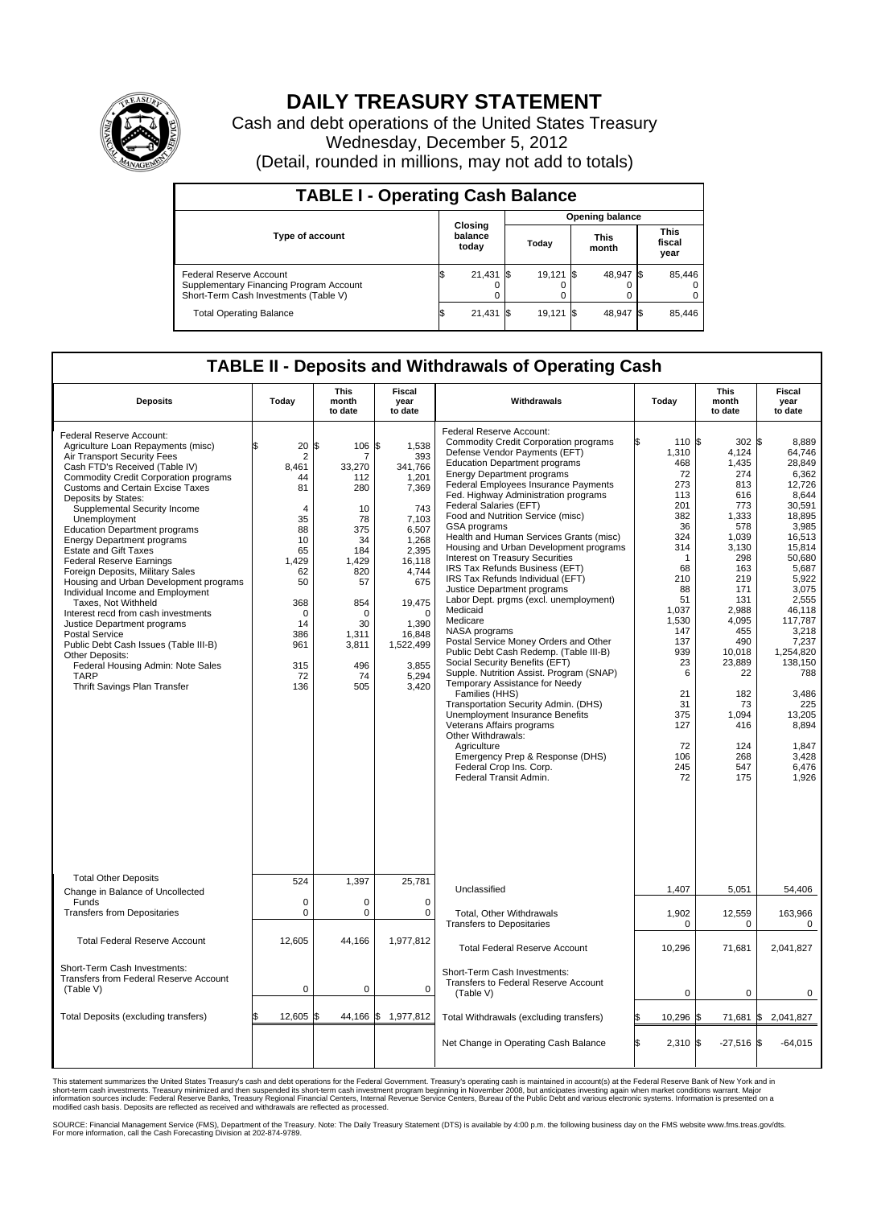# DAILY TREASURY STATEMENT

Cash and debt operations of the United States Treasury
Wednesday, December 5, 2012
(Detail, rounded in millions, may not add to totals)

## TABLE I - Operating Cash Balance

| Type of account | Closing balance today | Opening balance Today | Opening balance This month | Opening balance This fiscal year |
|---|---|---|---|---|
| Federal Reserve Account | $ 21,431 | $ 19,121 | $ 48,947 | $ 85,446 |
| Supplementary Financing Program Account | 0 | 0 | 0 | 0 |
| Short-Term Cash Investments (Table V) | 0 | 0 | 0 | 0 |
| Total Operating Balance | $ 21,431 | $ 19,121 | $ 48,947 | $ 85,446 |

## TABLE II - Deposits and Withdrawals of Operating Cash

| Deposits | Today | This month to date | Fiscal year to date |
|---|---|---|---|
| Federal Reserve Account: | | | |
| Agriculture Loan Repayments (misc) | $ 20 | $ 106 | $ 1,538 |
| Air Transport Security Fees | 2 | 7 | 393 |
| Cash FTD's Received (Table IV) | 8,461 | 33,270 | 341,766 |
| Commodity Credit Corporation programs | 44 | 112 | 1,201 |
| Customs and Certain Excise Taxes | 81 | 280 | 7,369 |
| Deposits by States: | | | |
| Supplemental Security Income | 4 | 10 | 743 |
| Unemployment | 35 | 78 | 7,103 |
| Education Department programs | 88 | 375 | 6,507 |
| Energy Department programs | 10 | 34 | 1,268 |
| Estate and Gift Taxes | 65 | 184 | 2,395 |
| Federal Reserve Earnings | 1,429 | 1,429 | 16,118 |
| Foreign Deposits, Military Sales | 62 | 820 | 4,744 |
| Housing and Urban Development programs | 50 | 57 | 675 |
| Individual Income and Employment Taxes, Not Withheld | 368 | 854 | 19,475 |
| Interest recd from cash investments | 0 | 0 | 0 |
| Justice Department programs | 14 | 30 | 1,390 |
| Postal Service | 386 | 1,311 | 16,848 |
| Public Debt Cash Issues (Table III-B) | 961 | 3,811 | 1,522,499 |
| Other Deposits: | | | |
| Federal Housing Admin: Note Sales | 315 | 496 | 3,855 |
| TARP | 72 | 74 | 5,294 |
| Thrift Savings Plan Transfer | 136 | 505 | 3,420 |
| Total Other Deposits | 524 | 1,397 | 25,781 |
| Change in Balance of Uncollected Funds | 0 | 0 | 0 |
| Transfers from Depositaries | 0 | 0 | 0 |
| Total Federal Reserve Account | 12,605 | 44,166 | 1,977,812 |
| Short-Term Cash Investments: Transfers from Federal Reserve Account (Table V) | 0 | 0 | 0 |
| Total Deposits (excluding transfers) | $ 12,605 | $ 44,166 | $ 1,977,812 |

| Withdrawals | Today | This month to date | Fiscal year to date |
|---|---|---|---|
| Federal Reserve Account: | | | |
| Commodity Credit Corporation programs | $ 110 | $ 302 | $ 8,889 |
| Defense Vendor Payments (EFT) | 1,310 | 4,124 | 64,746 |
| Education Department programs | 468 | 1,435 | 28,849 |
| Energy Department programs | 72 | 274 | 6,362 |
| Federal Employees Insurance Payments | 273 | 813 | 12,726 |
| Fed. Highway Administration programs | 113 | 616 | 8,644 |
| Federal Salaries (EFT) | 201 | 773 | 30,591 |
| Food and Nutrition Service (misc) | 382 | 1,333 | 18,895 |
| GSA programs | 36 | 578 | 3,985 |
| Health and Human Services Grants (misc) | 324 | 1,039 | 16,513 |
| Housing and Urban Development programs | 314 | 3,130 | 15,814 |
| Interest on Treasury Securities | 1 | 298 | 50,680 |
| IRS Tax Refunds Business (EFT) | 68 | 163 | 5,687 |
| IRS Tax Refunds Individual (EFT) | 210 | 219 | 5,922 |
| Justice Department programs | 88 | 171 | 3,075 |
| Labor Dept. prgms (excl. unemployment) | 51 | 131 | 2,555 |
| Medicaid | 1,037 | 2,988 | 46,118 |
| Medicare | 1,530 | 4,095 | 117,787 |
| NASA programs | 147 | 455 | 3,218 |
| Postal Service Money Orders and Other | 137 | 490 | 7,237 |
| Public Debt Cash Redemp. (Table III-B) | 939 | 10,018 | 1,254,820 |
| Social Security Benefits (EFT) | 23 | 23,889 | 138,150 |
| Supple. Nutrition Assist. Program (SNAP) | 6 | 22 | 788 |
| Temporary Assistance for Needy Families (HHS) | 21 | 182 | 3,486 |
| Transportation Security Admin. (DHS) | 31 | 73 | 225 |
| Unemployment Insurance Benefits | 375 | 1,094 | 13,205 |
| Veterans Affairs programs | 127 | 416 | 8,894 |
| Other Withdrawals: | | | |
| Agriculture | 72 | 124 | 1,847 |
| Emergency Prep & Response (DHS) | 106 | 268 | 3,428 |
| Federal Crop Ins. Corp. | 245 | 547 | 6,476 |
| Federal Transit Admin. | 72 | 175 | 1,926 |
| Unclassified | 1,407 | 5,051 | 54,406 |
| Total, Other Withdrawals | 1,902 | 12,559 | 163,966 |
| Transfers to Depositaries | 0 | 0 | 0 |
| Total Federal Reserve Account | 10,296 | 71,681 | 2,041,827 |
| Short-Term Cash Investments: Transfers to Federal Reserve Account (Table V) | 0 | 0 | 0 |
| Total Withdrawals (excluding transfers) | $ 10,296 | $ 71,681 | $ 2,041,827 |
| Net Change in Operating Cash Balance | $ 2,310 | $ -27,516 | $ -64,015 |

This statement summarizes the United States Treasury's cash and debt operations for the Federal Government. Treasury's operating cash is maintained in account(s) at the Federal Reserve Bank of New York and in short-term cash investments. Treasury minimized and then suspended its short-term cash investment program beginning in November 2008, but anticipates investing again when market conditions warrant. Major information sources include: Federal Reserve Banks, Treasury Regional Financial Centers, Internal Revenue Service Centers, Bureau of the Public Debt and various electronic systems. Information is presented on a modified cash basis. Deposits are reflected as received and withdrawals are reflected as processed.

SOURCE: Financial Management Service (FMS), Department of the Treasury. Note: The Daily Treasury Statement (DTS) is available by 4:00 p.m. the following business day on the FMS website www.fms.treas.gov/dts. For more information, call the Cash Forecasting Division at 202-874-9789.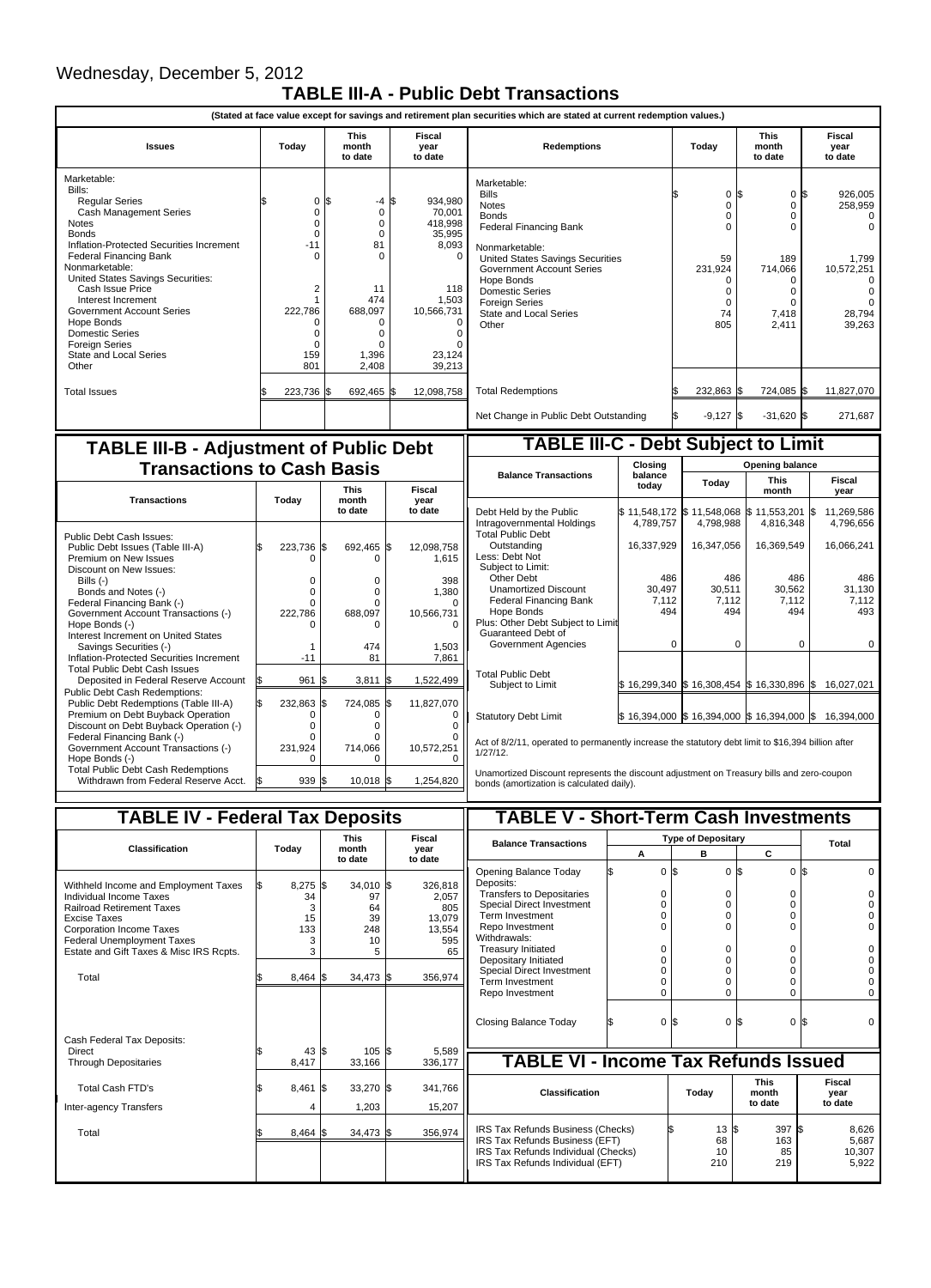Wednesday, December 5, 2012

# TABLE III-A - Public Debt Transactions

(Stated at face value except for savings and retirement plan securities which are stated at current redemption values.)

| Issues | Today | This month to date | Fiscal year to date |
|---|---|---|---|
| Marketable: | | | |
| Bills: | | | |
| Regular Series | $ 0 | $ -4 | $ 934,980 |
| Cash Management Series | 0 | 0 | 70,001 |
| Notes | 0 | 0 | 418,998 |
| Bonds | 0 | 0 | 35,995 |
| Inflation-Protected Securities Increment | -11 | 81 | 8,093 |
| Federal Financing Bank | 0 | 0 | 0 |
| Nonmarketable: | | | |
| United States Savings Securities: | | | |
| Cash Issue Price | 2 | 11 | 118 |
| Interest Increment | 1 | 474 | 1,503 |
| Government Account Series | 222,786 | 688,097 | 10,566,731 |
| Hope Bonds | 0 | 0 | 0 |
| Domestic Series | 0 | 0 | 0 |
| Foreign Series | 0 | 0 | 0 |
| State and Local Series | 159 | 1,396 | 23,124 |
| Other | 801 | 2,408 | 39,213 |
| Total Issues | $ 223,736 | $ 692,465 | $ 12,098,758 |

| Redemptions | Today | This month to date | Fiscal year to date |
|---|---|---|---|
| Marketable: | | | |
| Bills | $ 0 | $ 0 | $ 926,005 |
| Notes | 0 | 0 | 258,959 |
| Bonds | 0 | 0 | 0 |
| Federal Financing Bank | 0 | 0 | 0 |
| Nonmarketable: | | | |
| United States Savings Securities | 59 | 189 | 1,799 |
| Government Account Series | 231,924 | 714,066 | 10,572,251 |
| Hope Bonds | 0 | 0 | 0 |
| Domestic Series | 0 | 0 | 0 |
| Foreign Series | 0 | 0 | 0 |
| State and Local Series | 74 | 7,418 | 28,794 |
| Other | 805 | 2,411 | 39,263 |
| Total Redemptions | $ 232,863 | $ 724,085 | $ 11,827,070 |
| Net Change in Public Debt Outstanding | $ -9,127 | $ -31,620 | $ 271,687 |

# TABLE III-B - Adjustment of Public Debt Transactions to Cash Basis

| Transactions | Today | This month to date | Fiscal year to date |
|---|---|---|---|
| Public Debt Cash Issues: | | | |
| Public Debt Issues (Table III-A) | $ 223,736 | $ 692,465 | $ 12,098,758 |
| Premium on New Issues | 0 | 0 | 1,615 |
| Discount on New Issues: | | | |
| Bills (-) | 0 | 0 | 398 |
| Bonds and Notes (-) | 0 | 0 | 1,380 |
| Federal Financing Bank (-) | 0 | 0 | 0 |
| Government Account Transactions (-) | 222,786 | 688,097 | 10,566,731 |
| Hope Bonds (-) | 0 | 0 | 0 |
| Interest Increment on United States Savings Securities (-) | 1 | 474 | 1,503 |
| Inflation-Protected Securities Increment | -11 | 81 | 7,861 |
| Total Public Debt Cash Issues Deposited in Federal Reserve Account | $ 961 | $ 3,811 | $ 1,522,499 |
| Public Debt Cash Redemptions: | | | |
| Public Debt Redemptions (Table III-A) | $ 232,863 | $ 724,085 | $ 11,827,070 |
| Premium on Debt Buyback Operation | 0 | 0 | 0 |
| Discount on Debt Buyback Operation (-) | 0 | 0 | 0 |
| Federal Financing Bank (-) | 0 | 0 | 0 |
| Government Account Transactions (-) | 231,924 | 714,066 | 10,572,251 |
| Hope Bonds (-) | 0 | 0 | 0 |
| Total Public Debt Cash Redemptions Withdrawn from Federal Reserve Acct. | $ 939 | $ 10,018 | $ 1,254,820 |

# TABLE III-C - Debt Subject to Limit

| Balance Transactions | Closing balance today | Opening balance Today | Opening balance This month | Opening balance Fiscal year |
|---|---|---|---|---|
| Debt Held by the Public | $ 11,548,172 | $ 11,548,068 | $ 11,553,201 | $ 11,269,586 |
| Intragovernmental Holdings | 4,789,757 | 4,798,988 | 4,816,348 | 4,796,656 |
| Total Public Debt Outstanding | 16,337,929 | 16,347,056 | 16,369,549 | 16,066,241 |
| Less: Debt Not Subject to Limit: | | | | |
| Other Debt | 486 | 486 | 486 | 486 |
| Unamortized Discount | 30,497 | 30,511 | 30,562 | 31,130 |
| Federal Financing Bank | 7,112 | 7,112 | 7,112 | 7,112 |
| Hope Bonds | 494 | 494 | 494 | 493 |
| Plus: Other Debt Subject to Limit | | | | |
| Guaranteed Debt of Government Agencies | 0 | 0 | 0 | 0 |
| Total Public Debt Subject to Limit | $ 16,299,340 | $ 16,308,454 | $ 16,330,896 | $ 16,027,021 |
| Statutory Debt Limit | $ 16,394,000 | $ 16,394,000 | $ 16,394,000 | $ 16,394,000 |

Act of 8/2/11, operated to permanently increase the statutory debt limit to $16,394 billion after 1/27/12.

Unamortized Discount represents the discount adjustment on Treasury bills and zero-coupon bonds (amortization is calculated daily).

# TABLE IV - Federal Tax Deposits

| Classification | Today | This month to date | Fiscal year to date |
|---|---|---|---|
| Withheld Income and Employment Taxes | $ 8,275 | $ 34,010 | $ 326,818 |
| Individual Income Taxes | 34 | 97 | 2,057 |
| Railroad Retirement Taxes | 3 | 64 | 805 |
| Excise Taxes | 15 | 39 | 13,079 |
| Corporation Income Taxes | 133 | 248 | 13,554 |
| Federal Unemployment Taxes | 3 | 10 | 595 |
| Estate and Gift Taxes & Misc IRS Rcpts. | 3 | 5 | 65 |
| Total | $ 8,464 | $ 34,473 | $ 356,974 |
| Cash Federal Tax Deposits: | | | |
| Direct | $ 43 | $ 105 | $ 5,589 |
| Through Depositaries | 8,417 | 33,166 | 336,177 |
| Total Cash FTD's | $ 8,461 | $ 33,270 | $ 341,766 |
| Inter-agency Transfers | 4 | 1,203 | 15,207 |
| Total | $ 8,464 | $ 34,473 | $ 356,974 |

# TABLE V - Short-Term Cash Investments

| Balance Transactions | Type of Depositary A | B | C | Total |
|---|---|---|---|---|
| Opening Balance Today | $ 0 | $ 0 | $ 0 | $ 0 |
| Deposits: | | | | |
| Transfers to Depositaries | 0 | 0 | 0 | 0 |
| Special Direct Investment | 0 | 0 | 0 | 0 |
| Term Investment | 0 | 0 | 0 | 0 |
| Repo Investment | 0 | 0 | 0 | 0 |
| Withdrawals: | | | | |
| Treasury Initiated | 0 | 0 | 0 | 0 |
| Depositary Initiated | 0 | 0 | 0 | 0 |
| Special Direct Investment | 0 | 0 | 0 | 0 |
| Term Investment | 0 | 0 | 0 | 0 |
| Repo Investment | 0 | 0 | 0 | 0 |
| Closing Balance Today | $ 0 | $ 0 | $ 0 | $ 0 |

# TABLE VI - Income Tax Refunds Issued

| Classification | Today | This month to date | Fiscal year to date |
|---|---|---|---|
| IRS Tax Refunds Business (Checks) | $ 13 | $ 397 | $ 8,626 |
| IRS Tax Refunds Business (EFT) | 68 | 163 | 5,687 |
| IRS Tax Refunds Individual (Checks) | 10 | 85 | 10,307 |
| IRS Tax Refunds Individual (EFT) | 210 | 219 | 5,922 |